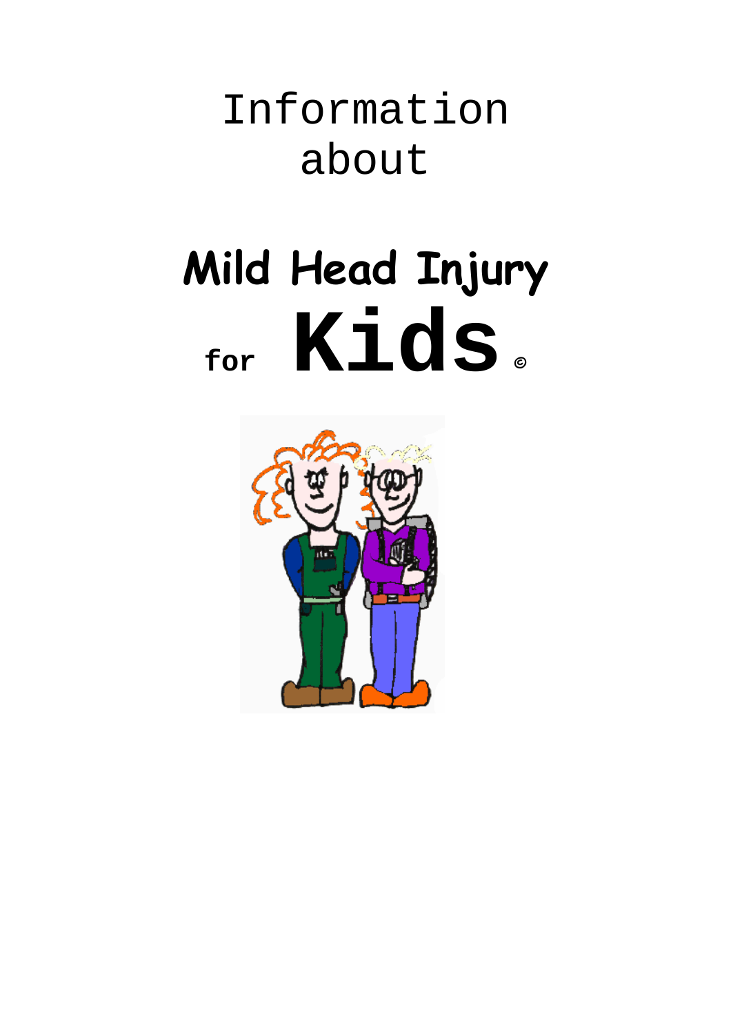Information about

# Mild Head Injury for Kids ©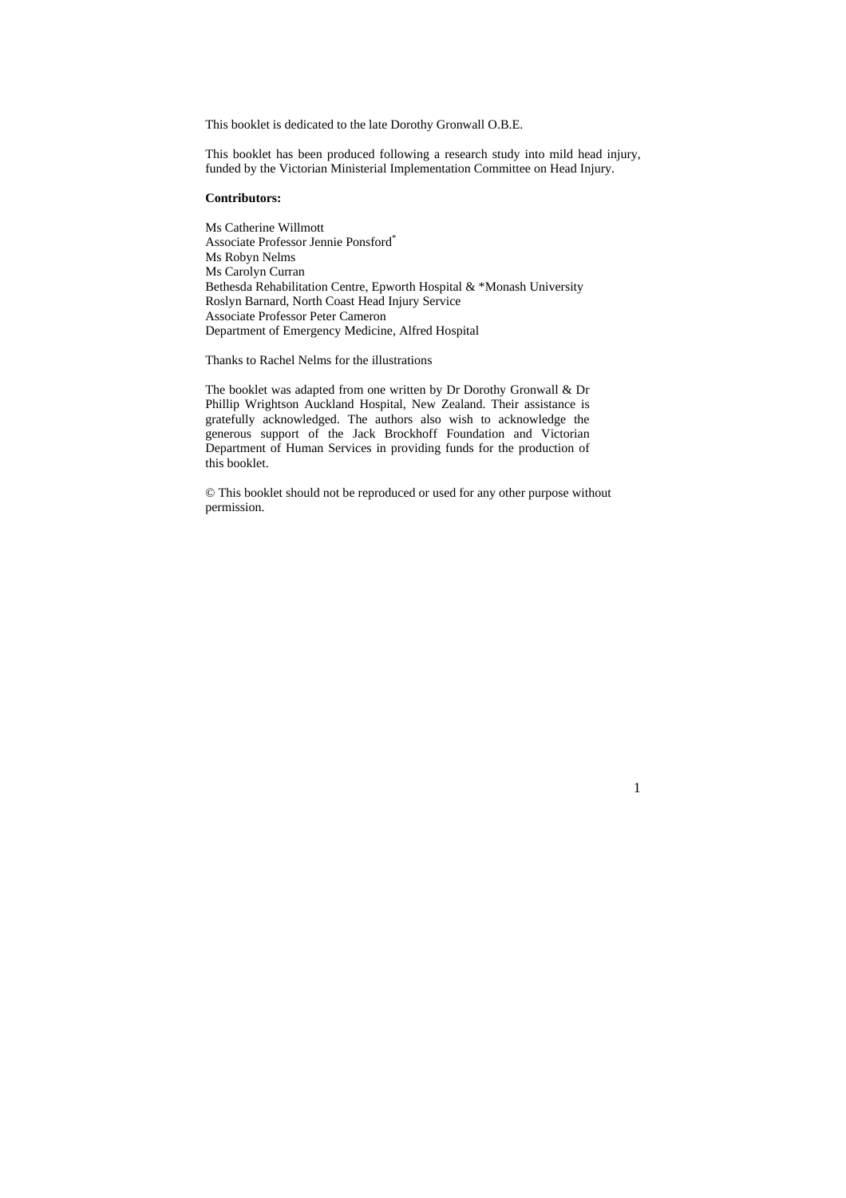This booklet is dedicated to the late Dorothy Gronwall O.B.E.

This booklet has been produced following a research study into mild head injury, funded by the Victorian Ministerial Implementation Committee on Head Injury.

**Contributors:**

Ms Catherine Willmott
Associate Professor Jennie Ponsford*
Ms Robyn Nelms
Ms Carolyn Curran
Bethesda Rehabilitation Centre, Epworth Hospital & *Monash University
Roslyn Barnard, North Coast Head Injury Service
Associate Professor Peter Cameron
Department of Emergency Medicine, Alfred Hospital

Thanks to Rachel Nelms for the illustrations

The booklet was adapted from one written by Dr Dorothy Gronwall & Dr Phillip Wrightson Auckland Hospital, New Zealand. Their assistance is gratefully acknowledged. The authors also wish to acknowledge the generous support of the Jack Brockhoff Foundation and Victorian Department of Human Services in providing funds for the production of this booklet.

© This booklet should not be reproduced or used for any other purpose without permission.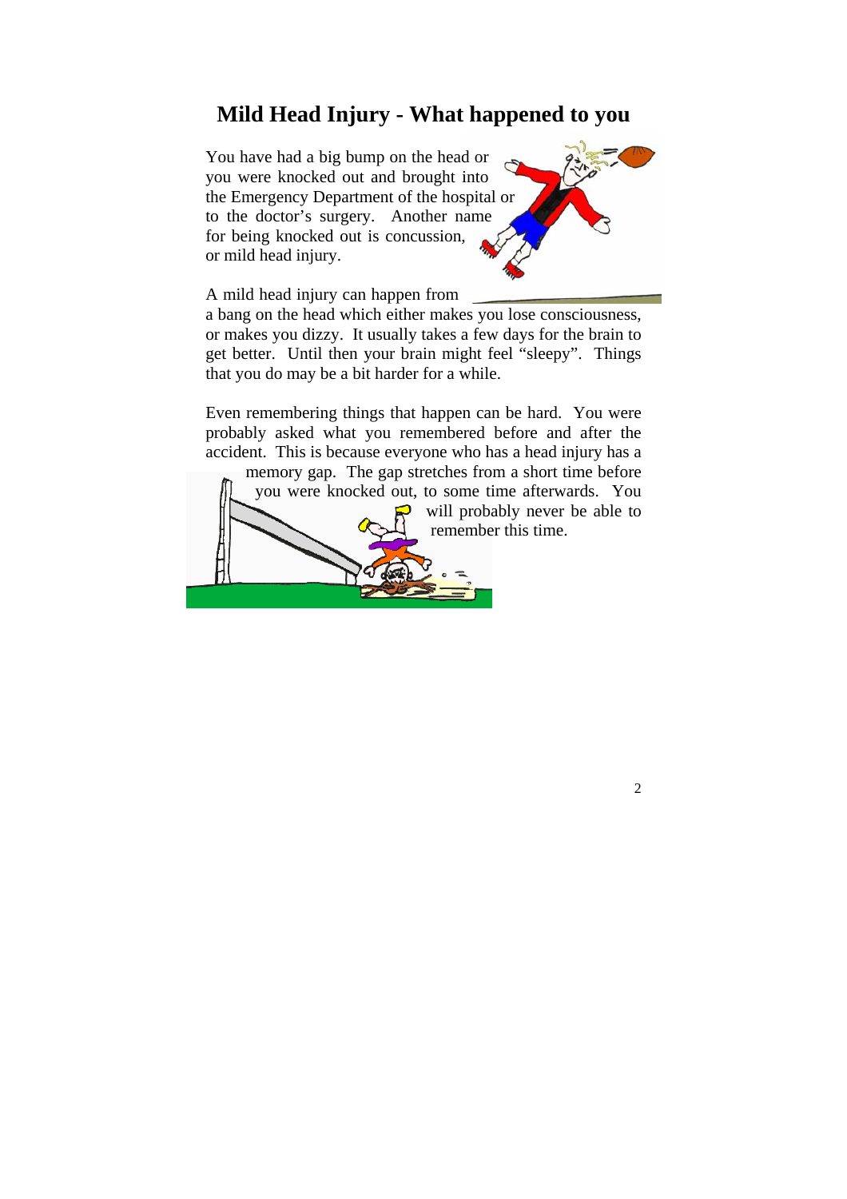## Mild Head Injury - What happened to you

You have had a big bump on the head or you were knocked out and brought into the Emergency Department of the hospital or to the doctor's surgery. Another name for being knocked out is concussion, or mild head injury.

A mild head injury can happen from a bang on the head which either makes you lose consciousness, or makes you dizzy. It usually takes a few days for the brain to get better. Until then your brain might feel "sleepy". Things that you do may be a bit harder for a while.

Even remembering things that happen can be hard. You were probably asked what you remembered before and after the accident. This is because everyone who has a head injury has a memory gap. The gap stretches from a short time before you were knocked out, to some time afterwards. You will probably never be able to remember this time.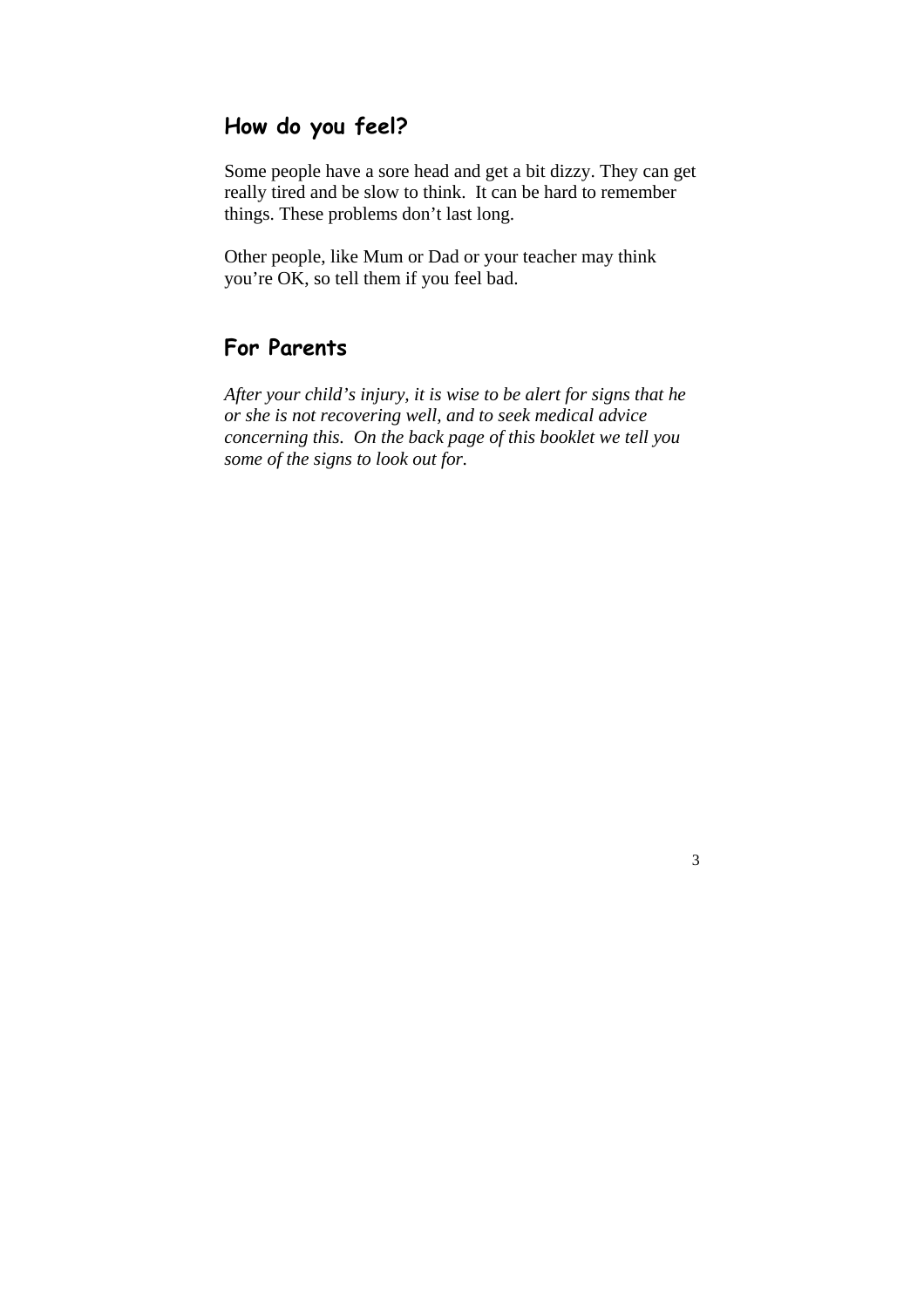## How do you feel?

Some people have a sore head and get a bit dizzy. They can get really tired and be slow to think. It can be hard to remember things. These problems don't last long.

Other people, like Mum or Dad or your teacher may think you're OK, so tell them if you feel bad.

## For Parents

*After your child's injury, it is wise to be alert for signs that he or she is not recovering well, and to seek medical advice concerning this. On the back page of this booklet we tell you some of the signs to look out for.*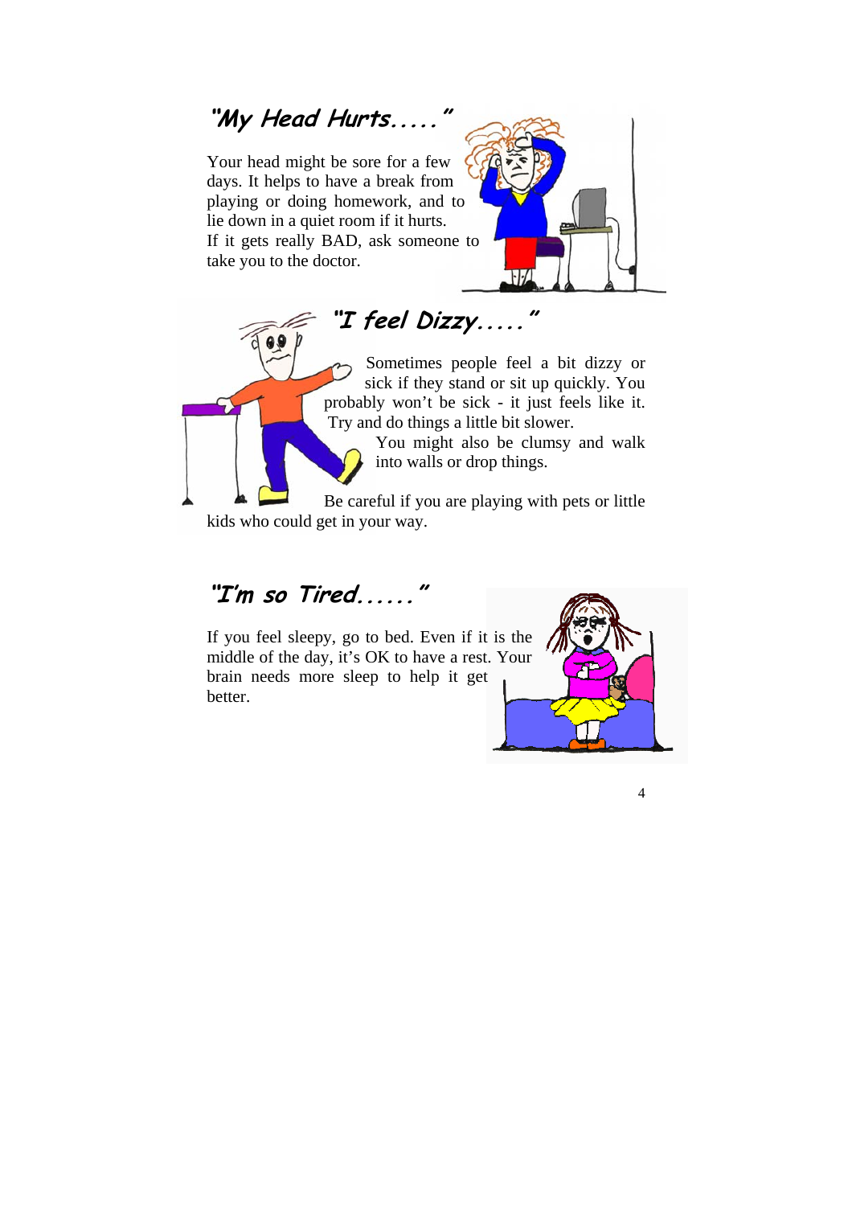## *"My Head Hurts....."*

Your head might be sore for a few days. It helps to have a break from playing or doing homework, and to lie down in a quiet room if it hurts.
If it gets really BAD, ask someone to take you to the doctor.

## *"I feel Dizzy....."*

Sometimes people feel a bit dizzy or sick if they stand or sit up quickly. You probably won't be sick - it just feels like it. Try and do things a little bit slower.
You might also be clumsy and walk into walls or drop things.

Be careful if you are playing with pets or little kids who could get in your way.

## *"I'm so Tired......"*

If you feel sleepy, go to bed. Even if it is the middle of the day, it's OK to have a rest. Your brain needs more sleep to help it get better.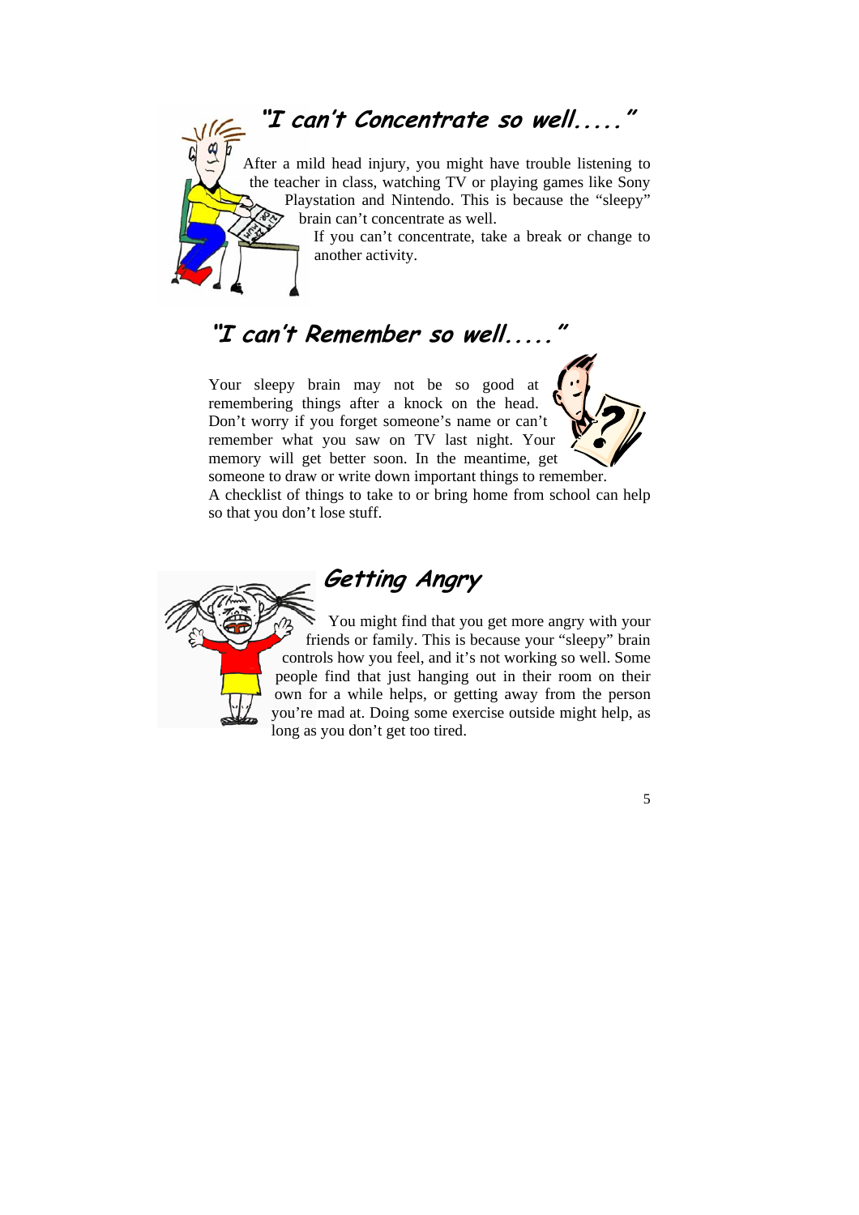## "I can't Concentrate so well....."

After a mild head injury, you might have trouble listening to the teacher in class, watching TV or playing games like Sony Playstation and Nintendo. This is because the "sleepy" brain can't concentrate as well.

If you can't concentrate, take a break or change to another activity.

## "I can't Remember so well....."

Your sleepy brain may not be so good at remembering things after a knock on the head. Don't worry if you forget someone's name or can't remember what you saw on TV last night. Your memory will get better soon. In the meantime, get someone to draw or write down important things to remember. A checklist of things to take to or bring home from school can help so that you don't lose stuff.

## Getting Angry

You might find that you get more angry with your friends or family. This is because your "sleepy" brain controls how you feel, and it's not working so well. Some people find that just hanging out in their room on their own for a while helps, or getting away from the person you're mad at. Doing some exercise outside might help, as long as you don't get too tired.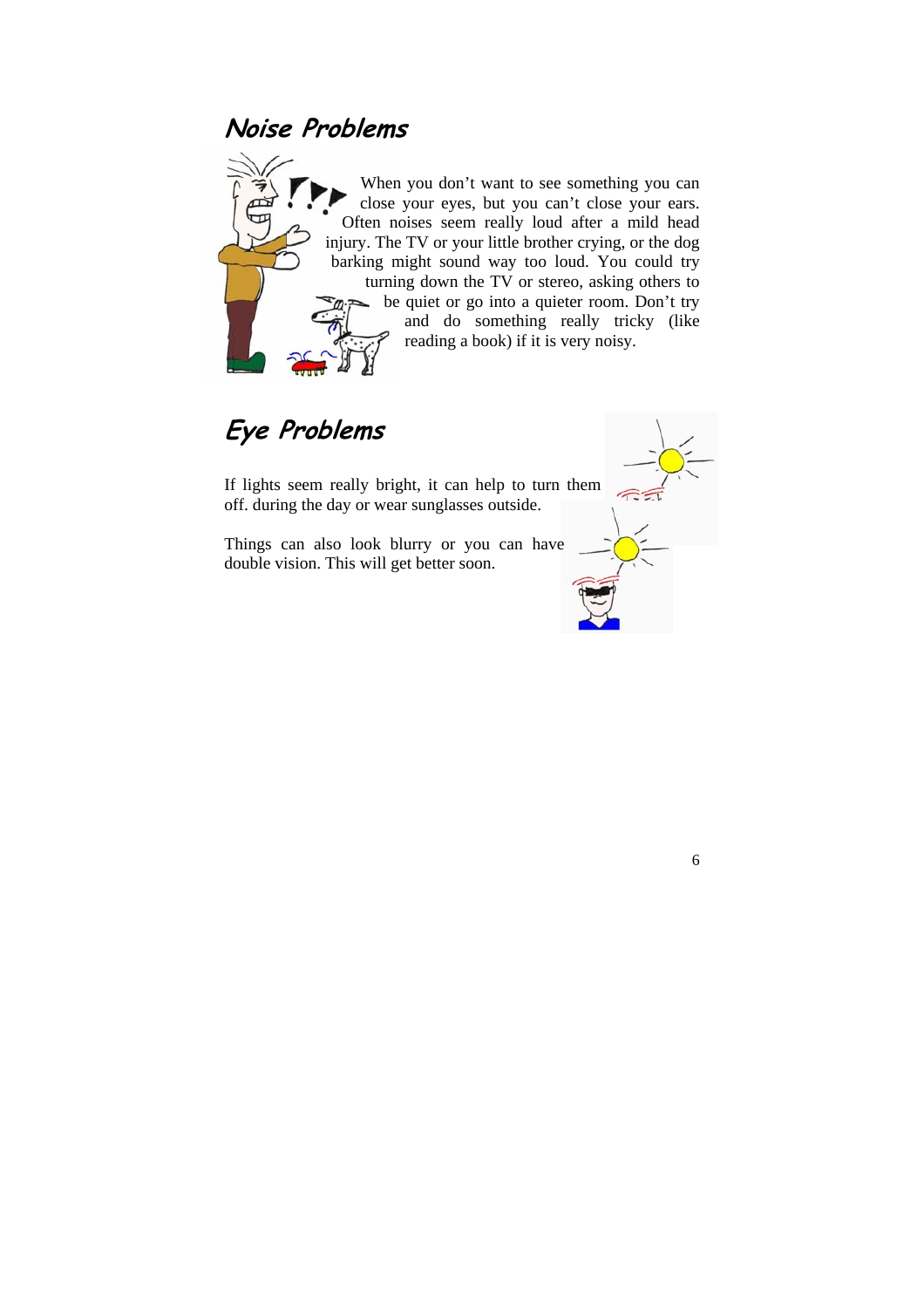## Noise Problems

When you don't want to see something you can close your eyes, but you can't close your ears. Often noises seem really loud after a mild head injury. The TV or your little brother crying, or the dog barking might sound way too loud. You could try turning down the TV or stereo, asking others to be quiet or go into a quieter room. Don't try and do something really tricky (like reading a book) if it is very noisy.

## Eye Problems

If lights seem really bright, it can help to turn them off. during the day or wear sunglasses outside.

Things can also look blurry or you can have double vision. This will get better soon.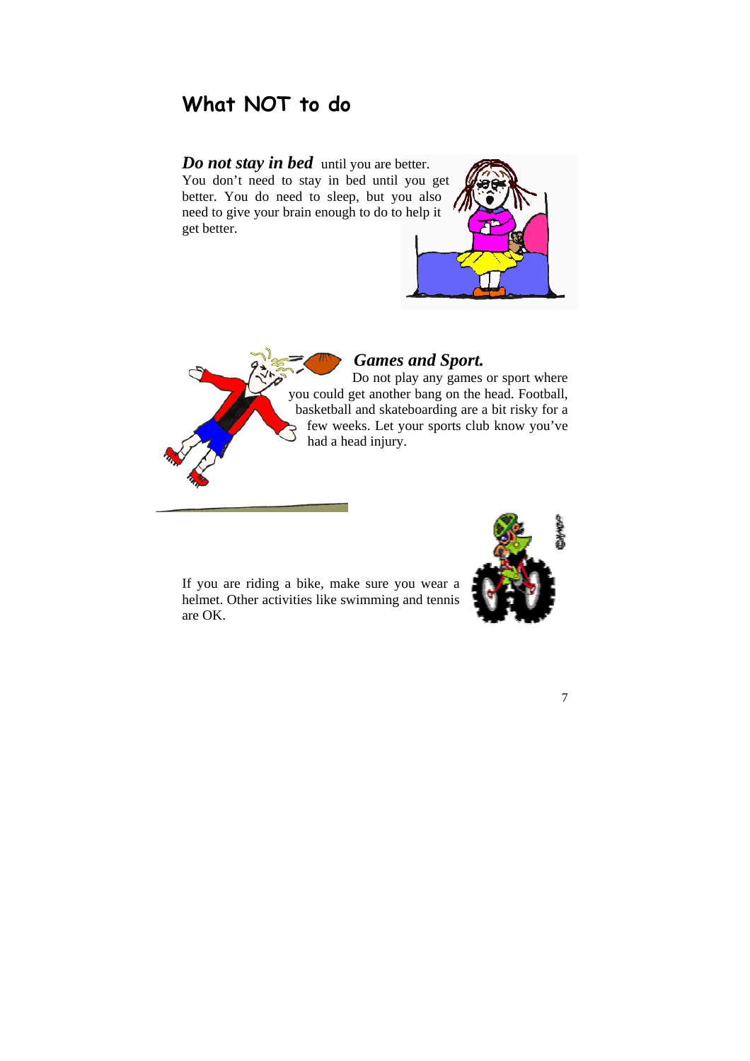## What NOT to do

***Do not stay in bed*** until you are better. You don't need to stay in bed until you get better. You do need to sleep, but you also need to give your brain enough to do to help it get better.

***Games and Sport.*** Do not play any games or sport where you could get another bang on the head. Football, basketball and skateboarding are a bit risky for a few weeks. Let your sports club know you've had a head injury.

If you are riding a bike, make sure you wear a helmet. Other activities like swimming and tennis are OK.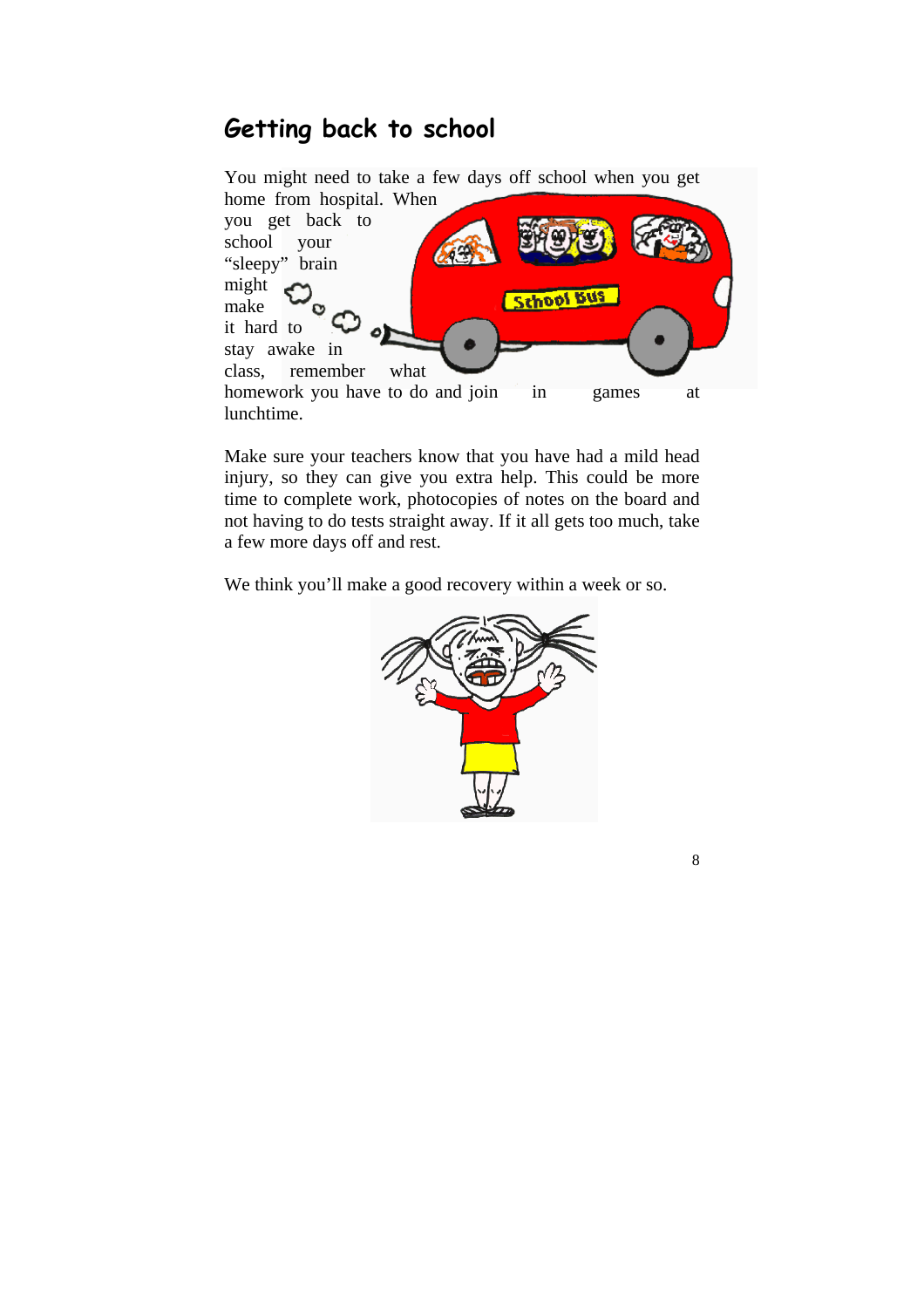# Getting back to school

You might need to take a few days off school when you get home from hospital. When you get back to school your "sleepy" brain might make it hard to stay awake in class, remember what homework you have to do and join in games at lunchtime.

Make sure your teachers know that you have had a mild head injury, so they can give you extra help. This could be more time to complete work, photocopies of notes on the board and not having to do tests straight away. If it all gets too much, take a few more days off and rest.

We think you'll make a good recovery within a week or so.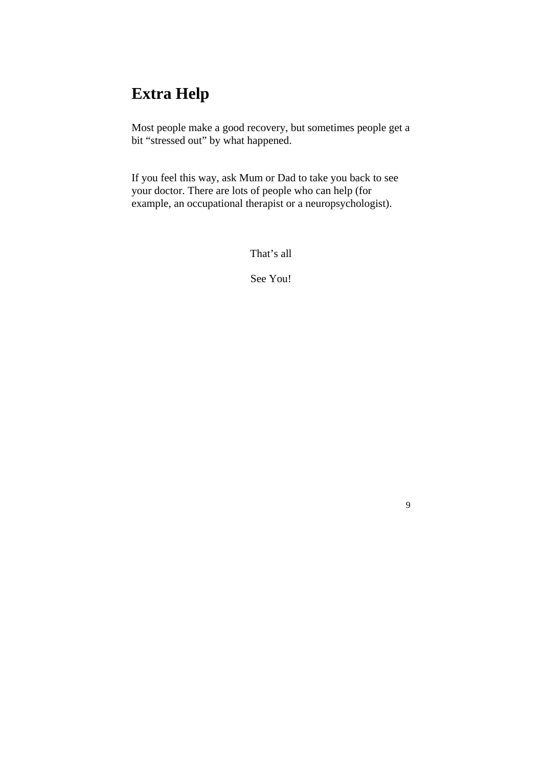# Extra Help

Most people make a good recovery, but sometimes people get a bit “stressed out” by what happened.

If you feel this way, ask Mum or Dad to take you back to see your doctor. There are lots of people who can help (for example, an occupational therapist or a neuropsychologist).

That’s all

See You!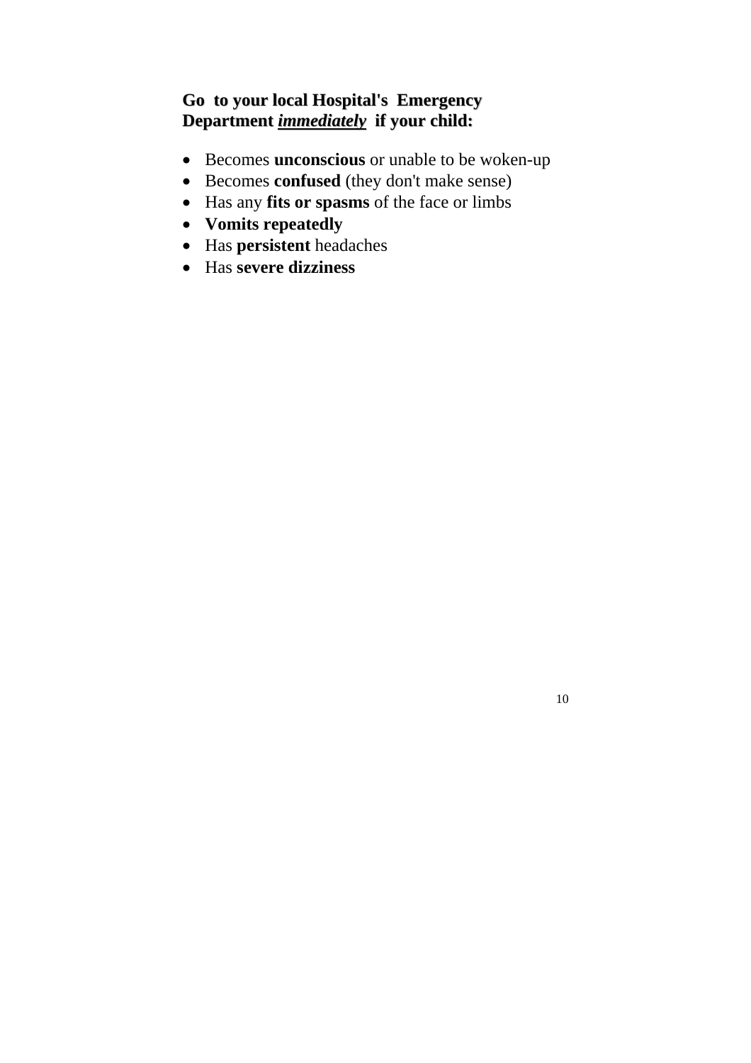**Go to your local Hospital's Emergency Department *immediately* if your child:**

- Becomes **unconscious** or unable to be woken-up
- Becomes **confused** (they don't make sense)
- Has any **fits or spasms** of the face or limbs
- **Vomits repeatedly**
- Has **persistent** headaches
- Has **severe dizziness**